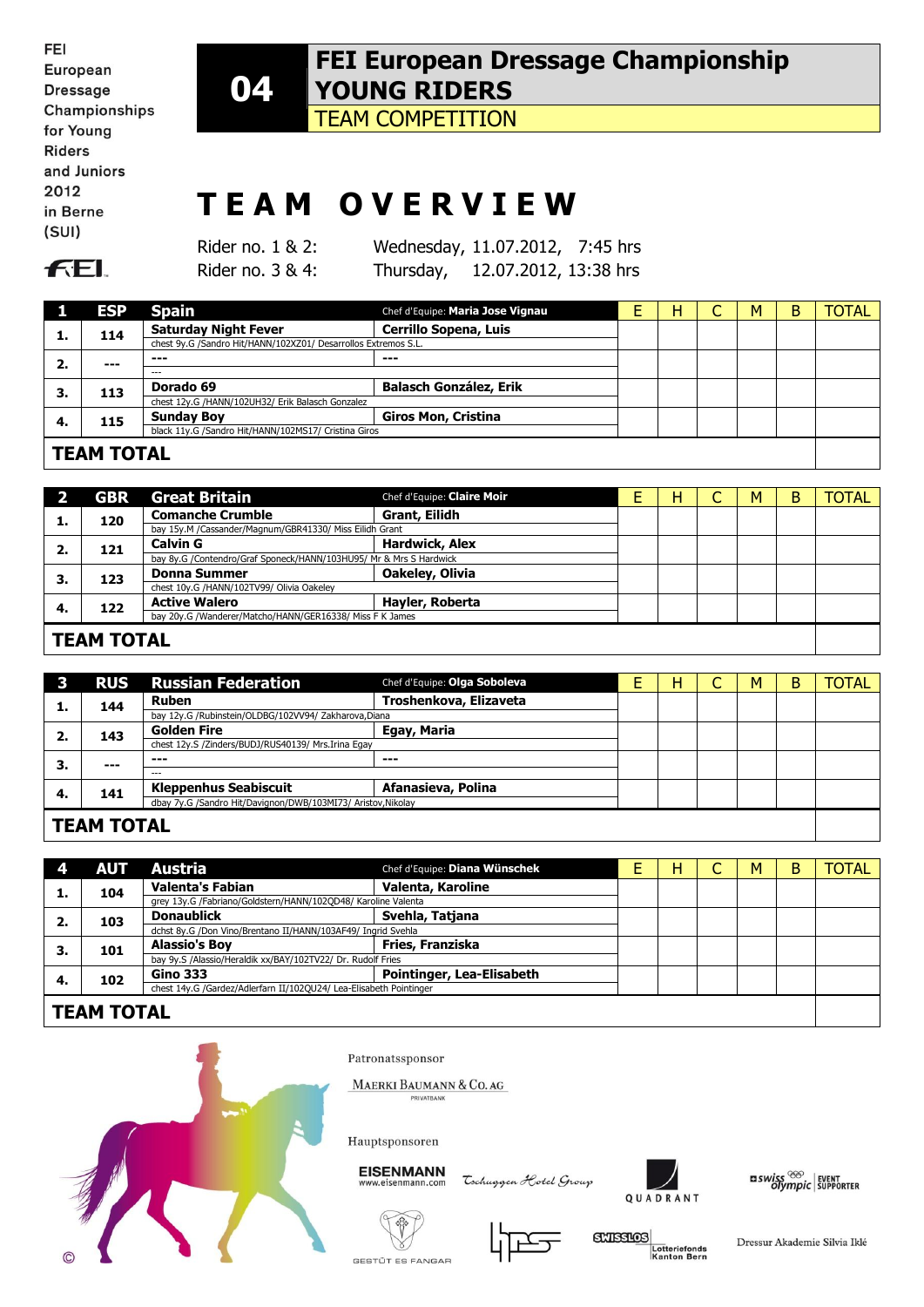FEI European Dressage Championships for Young Riders and Juniors 2012 in Berne (SUI)

# 04 FEI European Dressage Championship YOUNG RIDERS

## TEAM COMPETITION

# TEAM OVERVIEW

Rider no. 1 & 2: Wednesday, 11.07.2012, 7:45 hrs
Rider no. 3 & 4: Thursday, 12.07.2012, 13:38 hrs

| 1 | ESP | Spain | Chef d'Equipe: Maria Jose Vignau | E | H | C | M | B | TOTAL |
|---|---|---|---|---|---|---|---|---|---|
| 1. | 114 | **Saturday Night Fever**<br>chest 9y.G /Sandro Hit/HANN/102XZ01/ Desarrollos Extremos S.L. | **Cerrillo Sopena, Luis** | | | | | | |
| 2. | --- | ---<br>--- | --- | | | | | | |
| 3. | 113 | **Dorado 69**<br>chest 12y.G /HANN/102UH32/ Erik Balasch Gonzalez | **Balasch González, Erik** | | | | | | |
| 4. | 115 | **Sunday Boy**<br>black 11y.G /Sandro Hit/HANN/102MS17/ Cristina Giros | **Giros Mon, Cristina** | | | | | | |
| **TEAM TOTAL** | | | | | | | | | |

| 2 | GBR | Great Britain | Chef d'Equipe: Claire Moir | E | H | C | M | B | TOTAL |
|---|---|---|---|---|---|---|---|---|---|
| 1. | 120 | **Comanche Crumble**<br>bay 15y.M /Cassander/Magnum/GBR41330/ Miss Eilidh Grant | **Grant, Eilidh** | | | | | | |
| 2. | 121 | **Calvin G**<br>bay 8y.G /Contendro/Graf Sponeck/HANN/103HU95/ Mr & Mrs S Hardwick | **Hardwick, Alex** | | | | | | |
| 3. | 123 | **Donna Summer**<br>chest 10y.G /HANN/102TV99/ Olivia Oakeley | **Oakeley, Olivia** | | | | | | |
| 4. | 122 | **Active Walero**<br>bay 20y.G /Wanderer/Matcho/HANN/GER16338/ Miss F K James | **Hayler, Roberta** | | | | | | |
| **TEAM TOTAL** | | | | | | | | | |

| 3 | RUS | Russian Federation | Chef d'Equipe: Olga Soboleva | E | H | C | M | B | TOTAL |
|---|---|---|---|---|---|---|---|---|---|
| 1. | 144 | **Ruben**<br>bay 12y.G /Rubinstein/OLDBG/102VV94/ Zakharova,Diana | **Troshenkova, Elizaveta** | | | | | | |
| 2. | 143 | **Golden Fire**<br>chest 12y.S /Zinders/BUDJ/RUS40139/ Mrs.Irina Egay | **Egay, Maria** | | | | | | |
| 3. | --- | ---<br>--- | --- | | | | | | |
| 4. | 141 | **Kleppenhus Seabiscuit**<br>dbay 7y.G /Sandro Hit/Davignon/DWB/103MI73/ Aristov,Nikolay | **Afanasieva, Polina** | | | | | | |
| **TEAM TOTAL** | | | | | | | | | |

| 4 | AUT | Austria | Chef d'Equipe: Diana Wünschek | E | H | C | M | B | TOTAL |
|---|---|---|---|---|---|---|---|---|---|
| 1. | 104 | **Valenta's Fabian**<br>grey 13y.G /Fabriano/Goldstern/HANN/102QD48/ Karoline Valenta | **Valenta, Karoline** | | | | | | |
| 2. | 103 | **Donaublick**<br>dchst 8y.G /Don Vino/Brentano II/HANN/103AF49/ Ingrid Svehla | **Svehla, Tatjana** | | | | | | |
| 3. | 101 | **Alassio's Boy**<br>bay 9y.S /Alassio/Heraldik xx/BAY/102TV22/ Dr. Rudolf Fries | **Fries, Franziska** | | | | | | |
| 4. | 102 | **Gino 333**<br>chest 14y.G /Gardez/Adlerfarn II/102QU24/ Lea-Elisabeth Pointinger | **Pointinger, Lea-Elisabeth** | | | | | | |
| **TEAM TOTAL** | | | | | | | | | |

Patronatssponsor

MAERKI BAUMANN & CO. AG PRIVATBANK

Hauptsponsoren

EISENMANN www.eisenmann.com · Tschuggen Hotel Group · QUADRANT · swiss olympic EVENT SUPPORTER · GESTÜT ES FANGAR · SWISSLOS Lotteriefonds Kanton Bern · Dressur Akademie Silvia Iklé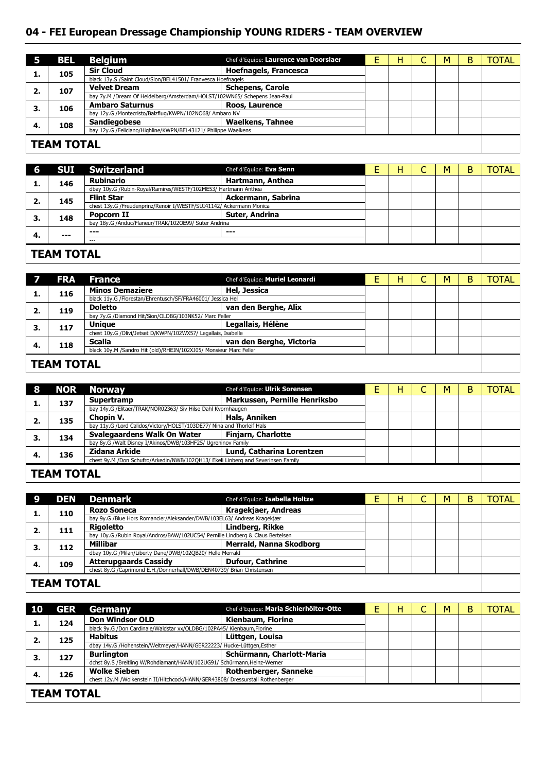## 04 - FEI European Dressage Championship YOUNG RIDERS - TEAM OVERVIEW

| 5 | BEL | Belgium | Chef d'Equipe: Laurence van Doorslaer | E | H | C | M | B | TOTAL |
|---|---|---|---|---|---|---|---|---|---|
| 1. | 105 | **Sir Cloud**<br>black 13y.S /Saint Cloud/Sion/BEL41501/ Franvesca Hoefnagels | **Hoefnagels, Francesca** | | | | | | |
| 2. | 107 | **Velvet Dream**<br>bay 7y.M /Dream Of Heidelberg/Amsterdam/HOLST/102WN65/ Schepens Jean-Paul | **Schepens, Carole** | | | | | | |
| 3. | 106 | **Ambaro Saturnus**<br>bay 12y.G /Montecristo/Balzflug/KWPN/102NO68/ Ambaro NV | **Roos, Laurence** | | | | | | |
| 4. | 108 | **Sandiegobese**<br>bay 12y.G /Feliciano/Highline/KWPN/BEL43121/ Philippe Waelkens | **Waelkens, Tahnee** | | | | | | |
| **TEAM TOTAL** | | | | | | | | | |

| 6 | SUI | Switzerland | Chef d'Equipe: Eva Senn | E | H | C | M | B | TOTAL |
|---|---|---|---|---|---|---|---|---|---|
| 1. | 146 | **Rubinario**<br>dbay 10y.G /Rubin-Royal/Ramires/WESTF/102ME53/ Hartmann Anthea | **Hartmann, Anthea** | | | | | | |
| 2. | 145 | **Flint Star**<br>chest 13y.G /Freudenprinz/Renoir I/WESTF/SUI41142/ Ackermann Monica | **Ackermann, Sabrina** | | | | | | |
| 3. | 148 | **Popcorn II**<br>bay 18y.G /Anduc/Flaneur/TRAK/102OE99/ Suter Andrina | **Suter, Andrina** | | | | | | |
| 4. | --- | **---**<br>--- | **---** | | | | | | |
| **TEAM TOTAL** | | | | | | | | | |

| 7 | FRA | France | Chef d'Equipe: Muriel Leonardi | E | H | C | M | B | TOTAL |
|---|---|---|---|---|---|---|---|---|---|
| 1. | 116 | **Minos Demaziere**<br>black 11y.G /Florestan/Ehrentusch/SF/FRA46001/ Jessica Hel | **Hel, Jessica** | | | | | | |
| 2. | 119 | **Doletto**<br>bay 7y.G /Diamond Hit/Sion/OLDBG/103NK52/ Marc Feller | **van den Berghe, Alix** | | | | | | |
| 3. | 117 | **Unique**<br>chest 10y.G /Olivi/Jetset D/KWPN/102WX57/ Legallais, Isabelle | **Legallais, Hélène** | | | | | | |
| 4. | 118 | **Scalia**<br>black 10y.M /Sandro Hit (old)/RHEIN/102XJ05/ Monsieur Marc Feller | **van den Berghe, Victoria** | | | | | | |
| **TEAM TOTAL** | | | | | | | | | |

| 8 | NOR | Norway | Chef d'Equipe: Ulrik Sorensen | E | H | C | M | B | TOTAL |
|---|---|---|---|---|---|---|---|---|---|
| 1. | 137 | **Supertramp**<br>bay 14y.G /Elitaer/TRAK/NOR02363/ Siv Hilse Dahl Kvornhaugen | **Markussen, Pernille Henriksbo** | | | | | | |
| 2. | 135 | **Chopin V.**<br>bay 11y.G /Lord Calidos/Victory/HOLST/103DE77/ Nina and Thorleif Hals | **Hals, Anniken** | | | | | | |
| 3. | 134 | **Svalegaardens Walk On Water**<br>bay 8y.G /Walt Disney I/Akinos/DWB/103HF25/ Ugreninov Family | **Finjarn, Charlotte** | | | | | | |
| 4. | 136 | **Zidana Arkide**<br>chest 9y.M /Don Schufro/Arkedin/NWB/102QH13/ Ekeli Linberg and Severinsen Family | **Lund, Catharina Lorentzen** | | | | | | |
| **TEAM TOTAL** | | | | | | | | | |

| 9 | DEN | Denmark | Chef d'Equipe: Isabella Holtze | E | H | C | M | B | TOTAL |
|---|---|---|---|---|---|---|---|---|---|
| 1. | 110 | **Rozo Soneca**<br>bay 9y.G /Blue Hors Romancier/Aleksander/DWB/103EL63/ Andreas Kragekjær | **Kragekjaer, Andreas** | | | | | | |
| 2. | 111 | **Rigoletto**<br>bay 10y.G /Rubin Royal/Andros/BAW/102UC54/ Pernille Lindberg & Claus Bertelsen | **Lindberg, Rikke** | | | | | | |
| 3. | 112 | **Millibar**<br>dbay 10y.G /Milan/Liberty Dane/DWB/102QB20/ Helle Merrald | **Merrald, Nanna Skodborg** | | | | | | |
| 4. | 109 | **Atterupgaards Cassidy**<br>chest 8y.G /Caprimond E.H./Donnerhall/DWB/DEN40739/ Brian Christensen | **Dufour, Cathrine** | | | | | | |
| **TEAM TOTAL** | | | | | | | | | |

| 10 | GER | Germany | Chef d'Equipe: Maria Schierhölter-Otte | E | H | C | M | B | TOTAL |
|---|---|---|---|---|---|---|---|---|---|
| 1. | 124 | **Don Windsor OLD**<br>black 9y.G /Don Cardinale/Waldstar xx/OLDBG/102PA45/ Kienbaum,Florine | **Kienbaum, Florine** | | | | | | |
| 2. | 125 | **Habitus**<br>dbay 14y.G /Hohenstein/Weltmeyer/HANN/GER22223/ Hucke-Lüttgen,Esther | **Lüttgen, Louisa** | | | | | | |
| 3. | 127 | **Burlington**<br>dchst 8y.S /Breitling W/Rohdiamant/HANN/102UG91/ Schürmann,Heinz-Werner | **Schürmann, Charlott-Maria** | | | | | | |
| 4. | 126 | **Wolke Sieben**<br>chest 12y.M /Wolkenstein II/Hitchcock/HANN/GER43808/ Dressurstall Rothenberger | **Rothenberger, Sanneke** | | | | | | |
| **TEAM TOTAL** | | | | | | | | | |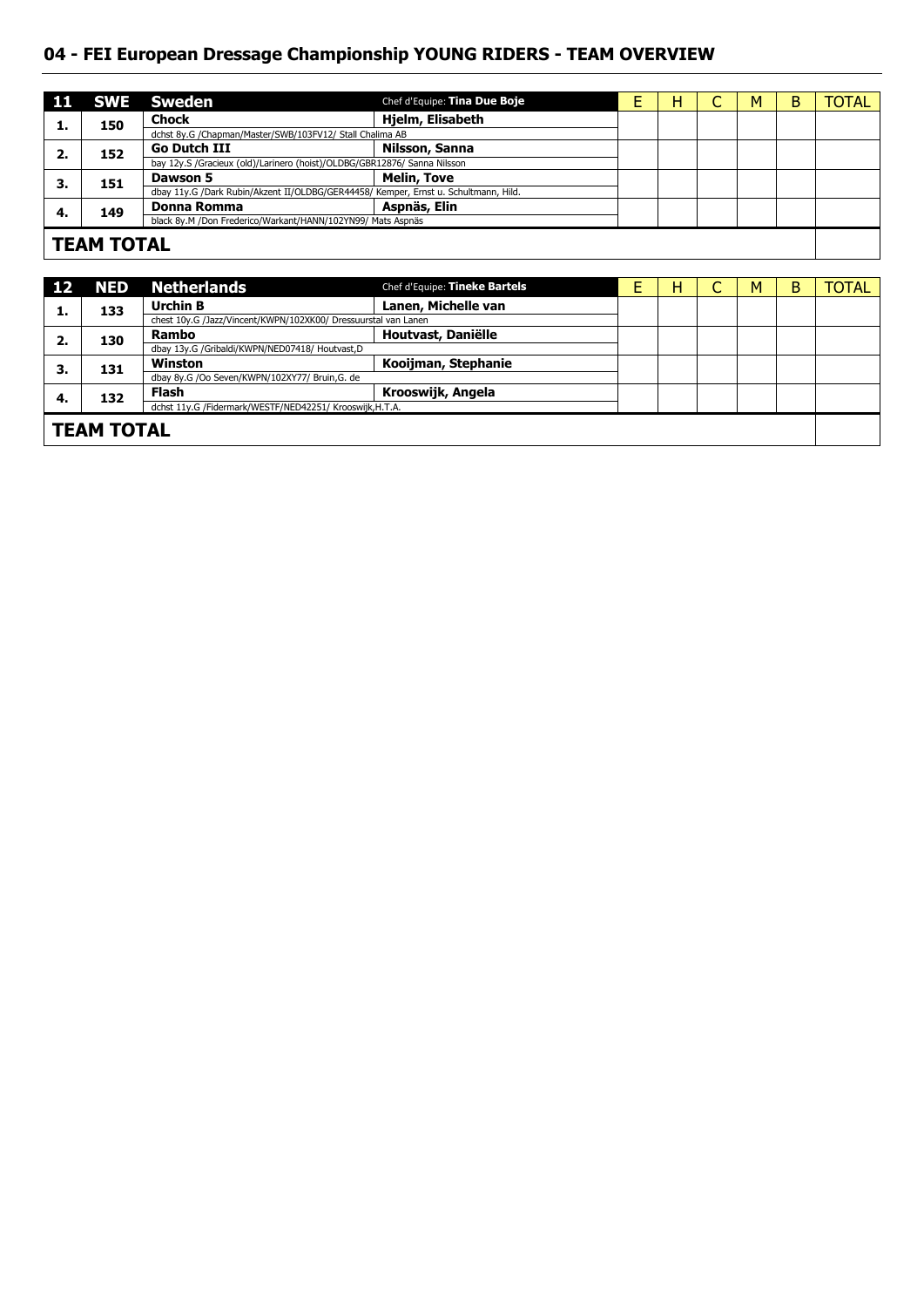## 04 - FEI European Dressage Championship YOUNG RIDERS - TEAM OVERVIEW

| 11 | SWE | Sweden | Chef d'Equipe: **Tina Due Boje** | E | H | C | M | B | TOTAL |
|---|---|---|---|---|---|---|---|---|---|
| 1. | 150 | **Chock**<br>dchst 8y.G /Chapman/Master/SWB/103FV12/ Stall Chalima AB | **Hjelm, Elisabeth** | | | | | | |
| 2. | 152 | **Go Dutch III**<br>bay 12y.S /Gracieux (old)/Larinero (hoist)/OLDBG/GBR12876/ Sanna Nilsson | **Nilsson, Sanna** | | | | | | |
| 3. | 151 | **Dawson 5**<br>dbay 11y.G /Dark Rubin/Akzent II/OLDBG/GER44458/ Kemper, Ernst u. Schultmann, Hild. | **Melin, Tove** | | | | | | |
| 4. | 149 | **Donna Romma**<br>black 8y.M /Don Frederico/Warkant/HANN/102YN99/ Mats Aspnäs | **Aspnäs, Elin** | | | | | | |
| **TEAM TOTAL** | | | | | | | | | |

| 12 | NED | Netherlands | Chef d'Equipe: **Tineke Bartels** | E | H | C | M | B | TOTAL |
|---|---|---|---|---|---|---|---|---|---|
| 1. | 133 | **Urchin B**<br>chest 10y.G /Jazz/Vincent/KWPN/102XK00/ Dressuurstal van Lanen | **Lanen, Michelle van** | | | | | | |
| 2. | 130 | **Rambo**<br>dbay 13y.G /Gribaldi/KWPN/NED07418/ Houtvast,D | **Houtvast, Daniëlle** | | | | | | |
| 3. | 131 | **Winston**<br>dbay 8y.G /Oo Seven/KWPN/102XY77/ Bruin,G. de | **Kooijman, Stephanie** | | | | | | |
| 4. | 132 | **Flash**<br>dchst 11y.G /Fidermark/WESTF/NED42251/ Krooswijk,H.T.A. | **Krooswijk, Angela** | | | | | | |
| **TEAM TOTAL** | | | | | | | | | |